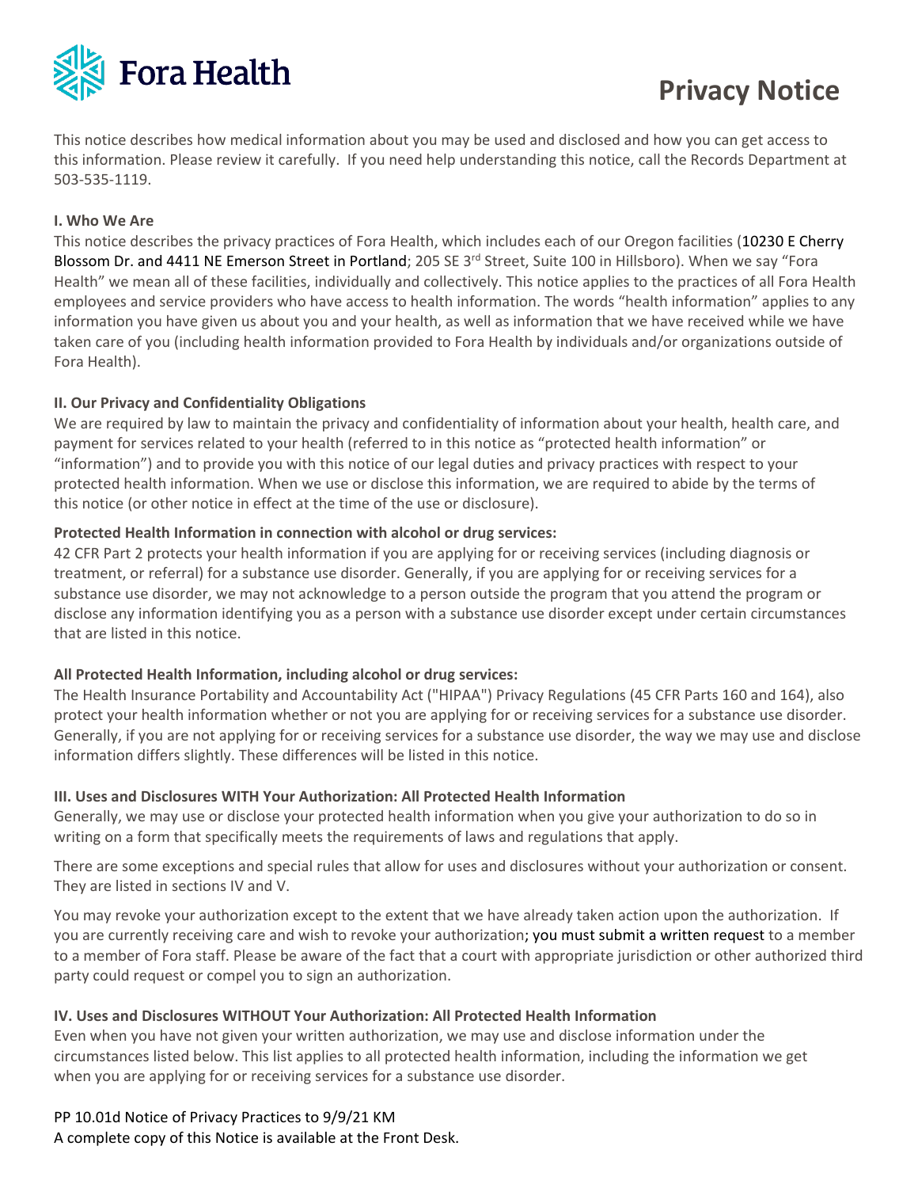Fora Health

# Privacy Notice

This notice describes how medical information about you may be used and disclosed and how you can get access to this information. Please review it carefully. If you need help understanding this notice, call the Records Department at 503-535-1119.

**I. Who We Are**

This notice describes the privacy practices of Fora Health, which includes each of our Oregon facilities (10230 E Cherry Blossom Dr. and 4411 NE Emerson Street in Portland; 205 SE 3rd Street, Suite 100 in Hillsboro). When we say "Fora Health" we mean all of these facilities, individually and collectively. This notice applies to the practices of all Fora Health employees and service providers who have access to health information. The words "health information" applies to any information you have given us about you and your health, as well as information that we have received while we have taken care of you (including health information provided to Fora Health by individuals and/or organizations outside of Fora Health).

**II. Our Privacy and Confidentiality Obligations**

We are required by law to maintain the privacy and confidentiality of information about your health, health care, and payment for services related to your health (referred to in this notice as "protected health information" or "information") and to provide you with this notice of our legal duties and privacy practices with respect to your protected health information. When we use or disclose this information, we are required to abide by the terms of this notice (or other notice in effect at the time of the use or disclosure).

**Protected Health Information in connection with alcohol or drug services:**

42 CFR Part 2 protects your health information if you are applying for or receiving services (including diagnosis or treatment, or referral) for a substance use disorder. Generally, if you are applying for or receiving services for a substance use disorder, we may not acknowledge to a person outside the program that you attend the program or disclose any information identifying you as a person with a substance use disorder except under certain circumstances that are listed in this notice.

**All Protected Health Information, including alcohol or drug services:**

The Health Insurance Portability and Accountability Act ("HIPAA") Privacy Regulations (45 CFR Parts 160 and 164), also protect your health information whether or not you are applying for or receiving services for a substance use disorder. Generally, if you are not applying for or receiving services for a substance use disorder, the way we may use and disclose information differs slightly. These differences will be listed in this notice.

**III. Uses and Disclosures WITH Your Authorization: All Protected Health Information**

Generally, we may use or disclose your protected health information when you give your authorization to do so in writing on a form that specifically meets the requirements of laws and regulations that apply.

There are some exceptions and special rules that allow for uses and disclosures without your authorization or consent. They are listed in sections IV and V.

You may revoke your authorization except to the extent that we have already taken action upon the authorization. If you are currently receiving care and wish to revoke your authorization; you must submit a written request to a member to a member of Fora staff. Please be aware of the fact that a court with appropriate jurisdiction or other authorized third party could request or compel you to sign an authorization.

**IV. Uses and Disclosures WITHOUT Your Authorization: All Protected Health Information**

Even when you have not given your written authorization, we may use and disclose information under the circumstances listed below. This list applies to all protected health information, including the information we get when you are applying for or receiving services for a substance use disorder.

PP 10.01d Notice of Privacy Practices to 9/9/21 KM
A complete copy of this Notice is available at the Front Desk.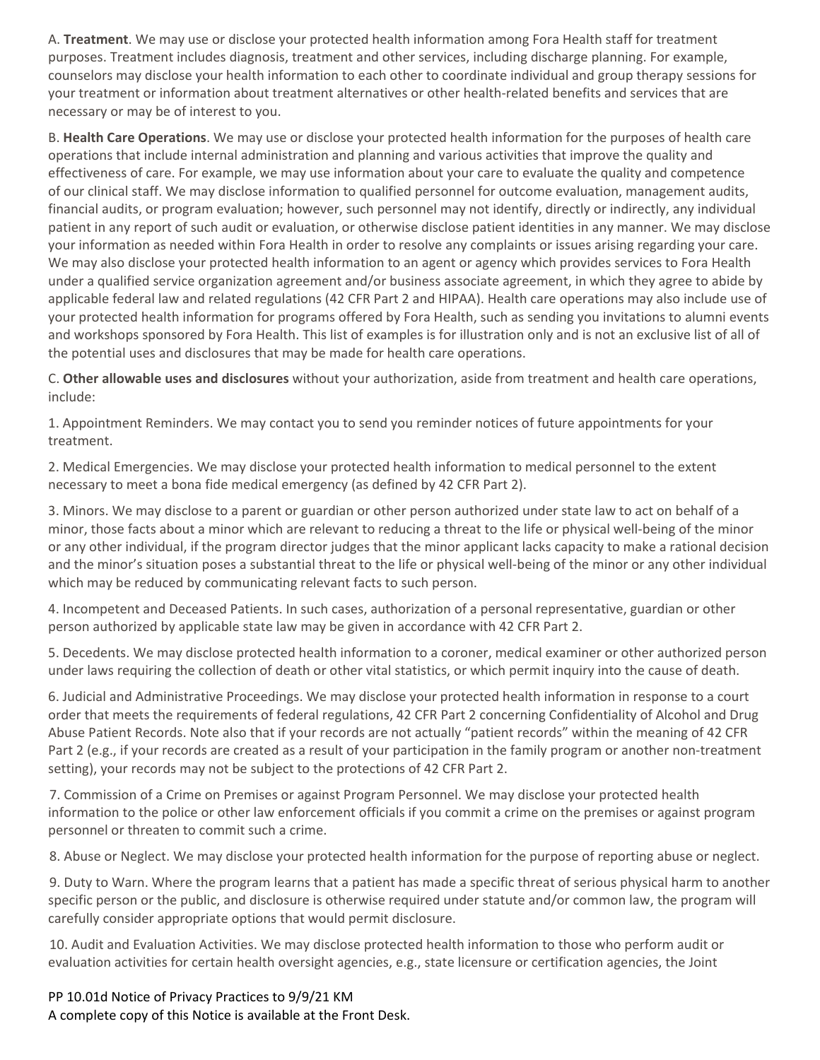A. **Treatment**. We may use or disclose your protected health information among Fora Health staff for treatment purposes. Treatment includes diagnosis, treatment and other services, including discharge planning. For example, counselors may disclose your health information to each other to coordinate individual and group therapy sessions for your treatment or information about treatment alternatives or other health-related benefits and services that are necessary or may be of interest to you.

B. **Health Care Operations**. We may use or disclose your protected health information for the purposes of health care operations that include internal administration and planning and various activities that improve the quality and effectiveness of care. For example, we may use information about your care to evaluate the quality and competence of our clinical staff. We may disclose information to qualified personnel for outcome evaluation, management audits, financial audits, or program evaluation; however, such personnel may not identify, directly or indirectly, any individual patient in any report of such audit or evaluation, or otherwise disclose patient identities in any manner. We may disclose your information as needed within Fora Health in order to resolve any complaints or issues arising regarding your care. We may also disclose your protected health information to an agent or agency which provides services to Fora Health under a qualified service organization agreement and/or business associate agreement, in which they agree to abide by applicable federal law and related regulations (42 CFR Part 2 and HIPAA). Health care operations may also include use of your protected health information for programs offered by Fora Health, such as sending you invitations to alumni events and workshops sponsored by Fora Health. This list of examples is for illustration only and is not an exclusive list of all of the potential uses and disclosures that may be made for health care operations.

C. **Other allowable uses and disclosures** without your authorization, aside from treatment and health care operations, include:

1. Appointment Reminders. We may contact you to send you reminder notices of future appointments for your treatment.

2. Medical Emergencies. We may disclose your protected health information to medical personnel to the extent necessary to meet a bona fide medical emergency (as defined by 42 CFR Part 2).

3. Minors. We may disclose to a parent or guardian or other person authorized under state law to act on behalf of a minor, those facts about a minor which are relevant to reducing a threat to the life or physical well-being of the minor or any other individual, if the program director judges that the minor applicant lacks capacity to make a rational decision and the minor's situation poses a substantial threat to the life or physical well-being of the minor or any other individual which may be reduced by communicating relevant facts to such person.

4. Incompetent and Deceased Patients. In such cases, authorization of a personal representative, guardian or other person authorized by applicable state law may be given in accordance with 42 CFR Part 2.

5. Decedents. We may disclose protected health information to a coroner, medical examiner or other authorized person under laws requiring the collection of death or other vital statistics, or which permit inquiry into the cause of death.

6. Judicial and Administrative Proceedings. We may disclose your protected health information in response to a court order that meets the requirements of federal regulations, 42 CFR Part 2 concerning Confidentiality of Alcohol and Drug Abuse Patient Records. Note also that if your records are not actually "patient records" within the meaning of 42 CFR Part 2 (e.g., if your records are created as a result of your participation in the family program or another non-treatment setting), your records may not be subject to the protections of 42 CFR Part 2.

7. Commission of a Crime on Premises or against Program Personnel. We may disclose your protected health information to the police or other law enforcement officials if you commit a crime on the premises or against program personnel or threaten to commit such a crime.

8. Abuse or Neglect. We may disclose your protected health information for the purpose of reporting abuse or neglect.

9. Duty to Warn. Where the program learns that a patient has made a specific threat of serious physical harm to another specific person or the public, and disclosure is otherwise required under statute and/or common law, the program will carefully consider appropriate options that would permit disclosure.

10. Audit and Evaluation Activities. We may disclose protected health information to those who perform audit or evaluation activities for certain health oversight agencies, e.g., state licensure or certification agencies, the Joint

PP 10.01d Notice of Privacy Practices to 9/9/21 KM
A complete copy of this Notice is available at the Front Desk.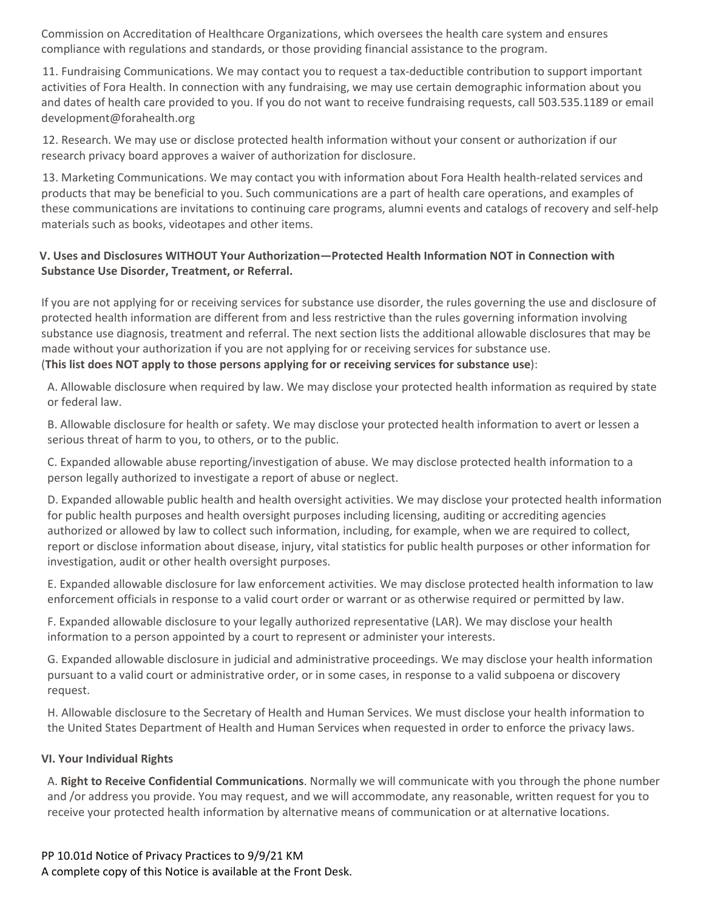Commission on Accreditation of Healthcare Organizations, which oversees the health care system and ensures compliance with regulations and standards, or those providing financial assistance to the program.

11. Fundraising Communications. We may contact you to request a tax-deductible contribution to support important activities of Fora Health. In connection with any fundraising, we may use certain demographic information about you and dates of health care provided to you. If you do not want to receive fundraising requests, call 503.535.1189 or email development@forahealth.org

12. Research. We may use or disclose protected health information without your consent or authorization if our research privacy board approves a waiver of authorization for disclosure.

13. Marketing Communications. We may contact you with information about Fora Health health-related services and products that may be beneficial to you. Such communications are a part of health care operations, and examples of these communications are invitations to continuing care programs, alumni events and catalogs of recovery and self-help materials such as books, videotapes and other items.

### V. Uses and Disclosures WITHOUT Your Authorization—Protected Health Information NOT in Connection with Substance Use Disorder, Treatment, or Referral.

If you are not applying for or receiving services for substance use disorder, the rules governing the use and disclosure of protected health information are different from and less restrictive than the rules governing information involving substance use diagnosis, treatment and referral. The next section lists the additional allowable disclosures that may be made without your authorization if you are not applying for or receiving services for substance use.
(**This list does NOT apply to those persons applying for or receiving services for substance use**):

A. Allowable disclosure when required by law. We may disclose your protected health information as required by state or federal law.

B. Allowable disclosure for health or safety. We may disclose your protected health information to avert or lessen a serious threat of harm to you, to others, or to the public.

C. Expanded allowable abuse reporting/investigation of abuse. We may disclose protected health information to a person legally authorized to investigate a report of abuse or neglect.

D. Expanded allowable public health and health oversight activities. We may disclose your protected health information for public health purposes and health oversight purposes including licensing, auditing or accrediting agencies authorized or allowed by law to collect such information, including, for example, when we are required to collect, report or disclose information about disease, injury, vital statistics for public health purposes or other information for investigation, audit or other health oversight purposes.

E. Expanded allowable disclosure for law enforcement activities. We may disclose protected health information to law enforcement officials in response to a valid court order or warrant or as otherwise required or permitted by law.

F. Expanded allowable disclosure to your legally authorized representative (LAR). We may disclose your health information to a person appointed by a court to represent or administer your interests.

G. Expanded allowable disclosure in judicial and administrative proceedings. We may disclose your health information pursuant to a valid court or administrative order, or in some cases, in response to a valid subpoena or discovery request.

H. Allowable disclosure to the Secretary of Health and Human Services. We must disclose your health information to the United States Department of Health and Human Services when requested in order to enforce the privacy laws.

### VI. Your Individual Rights

A. **Right to Receive Confidential Communications**. Normally we will communicate with you through the phone number and /or address you provide. You may request, and we will accommodate, any reasonable, written request for you to receive your protected health information by alternative means of communication or at alternative locations.

PP 10.01d Notice of Privacy Practices to 9/9/21 KM
A complete copy of this Notice is available at the Front Desk.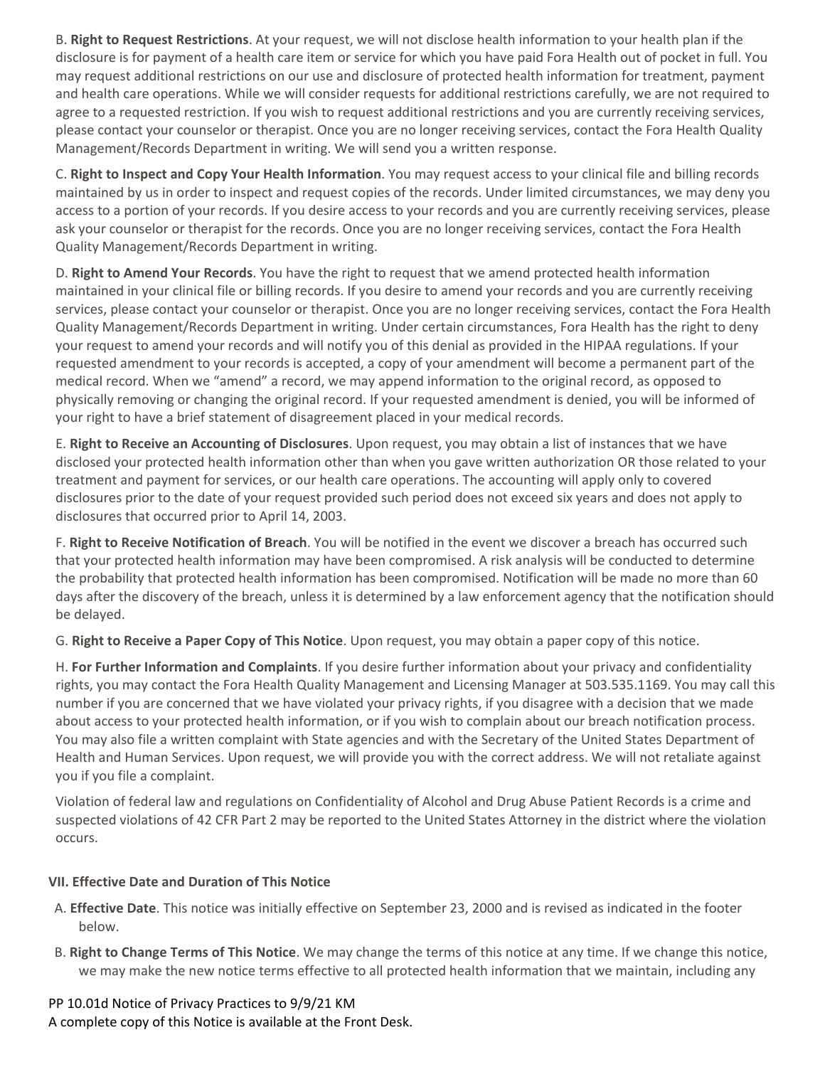B. **Right to Request Restrictions**. At your request, we will not disclose health information to your health plan if the disclosure is for payment of a health care item or service for which you have paid Fora Health out of pocket in full. You may request additional restrictions on our use and disclosure of protected health information for treatment, payment and health care operations. While we will consider requests for additional restrictions carefully, we are not required to agree to a requested restriction. If you wish to request additional restrictions and you are currently receiving services, please contact your counselor or therapist. Once you are no longer receiving services, contact the Fora Health Quality Management/Records Department in writing. We will send you a written response.

C. **Right to Inspect and Copy Your Health Information**. You may request access to your clinical file and billing records maintained by us in order to inspect and request copies of the records. Under limited circumstances, we may deny you access to a portion of your records. If you desire access to your records and you are currently receiving services, please ask your counselor or therapist for the records. Once you are no longer receiving services, contact the Fora Health Quality Management/Records Department in writing.

D. **Right to Amend Your Records**. You have the right to request that we amend protected health information maintained in your clinical file or billing records. If you desire to amend your records and you are currently receiving services, please contact your counselor or therapist. Once you are no longer receiving services, contact the Fora Health Quality Management/Records Department in writing. Under certain circumstances, Fora Health has the right to deny your request to amend your records and will notify you of this denial as provided in the HIPAA regulations. If your requested amendment to your records is accepted, a copy of your amendment will become a permanent part of the medical record. When we "amend" a record, we may append information to the original record, as opposed to physically removing or changing the original record. If your requested amendment is denied, you will be informed of your right to have a brief statement of disagreement placed in your medical records.

E. **Right to Receive an Accounting of Disclosures**. Upon request, you may obtain a list of instances that we have disclosed your protected health information other than when you gave written authorization OR those related to your treatment and payment for services, or our health care operations. The accounting will apply only to covered disclosures prior to the date of your request provided such period does not exceed six years and does not apply to disclosures that occurred prior to April 14, 2003.

F. **Right to Receive Notification of Breach**. You will be notified in the event we discover a breach has occurred such that your protected health information may have been compromised. A risk analysis will be conducted to determine the probability that protected health information has been compromised. Notification will be made no more than 60 days after the discovery of the breach, unless it is determined by a law enforcement agency that the notification should be delayed.

G. **Right to Receive a Paper Copy of This Notice**. Upon request, you may obtain a paper copy of this notice.

H. **For Further Information and Complaints**. If you desire further information about your privacy and confidentiality rights, you may contact the Fora Health Quality Management and Licensing Manager at 503.535.1169. You may call this number if you are concerned that we have violated your privacy rights, if you disagree with a decision that we made about access to your protected health information, or if you wish to complain about our breach notification process. You may also file a written complaint with State agencies and with the Secretary of the United States Department of Health and Human Services. Upon request, we will provide you with the correct address. We will not retaliate against you if you file a complaint.

Violation of federal law and regulations on Confidentiality of Alcohol and Drug Abuse Patient Records is a crime and suspected violations of 42 CFR Part 2 may be reported to the United States Attorney in the district where the violation occurs.

**VII. Effective Date and Duration of This Notice**

A. **Effective Date**. This notice was initially effective on September 23, 2000 and is revised as indicated in the footer below.

B. **Right to Change Terms of This Notice**. We may change the terms of this notice at any time. If we change this notice, we may make the new notice terms effective to all protected health information that we maintain, including any

PP 10.01d Notice of Privacy Practices to 9/9/21 KM
A complete copy of this Notice is available at the Front Desk.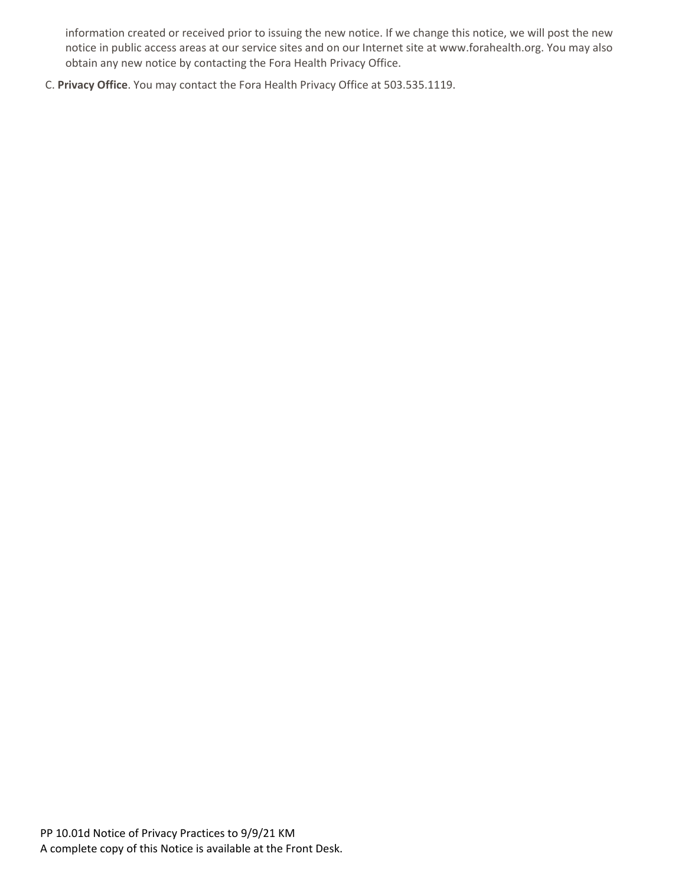information created or received prior to issuing the new notice. If we change this notice, we will post the new notice in public access areas at our service sites and on our Internet site at www.forahealth.org. You may also obtain any new notice by contacting the Fora Health Privacy Office.

C. **Privacy Office**. You may contact the Fora Health Privacy Office at 503.535.1119.